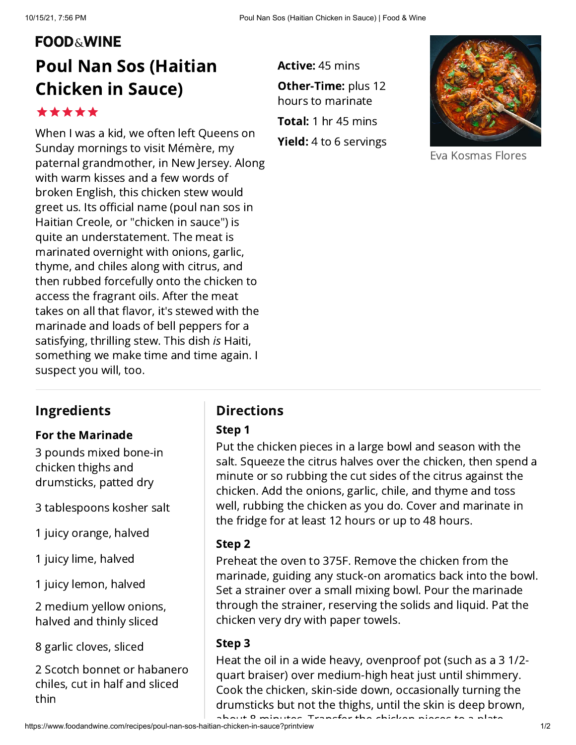FOOD & WINE

# Poul Nan Sos (Haitian Chicken in Sauce)

★★★★★

When I was a kid, we often left Queens on Sunday mornings to visit Mémère, my paternal grandmother, in New Jersey. Along with warm kisses and a few words of broken English, this chicken stew would greet us. Its official name (poul nan sos in Haitian Creole, or "chicken in sauce") is quite an understatement. The meat is marinated overnight with onions, garlic, thyme, and chiles along with citrus, and then rubbed forcefully onto the chicken to access the fragrant oils. After the meat takes on all that flavor, it's stewed with the marinade and loads of bell peppers for a satisfying, thrilling stew. This dish *is* Haiti, something we make time and time again. I suspect you will, too.

**Active:** 45 mins

**Other-Time:** plus 12 hours to marinate

**Total:** 1 hr 45 mins

**Yield:** 4 to 6 servings

Eva Kosmas Flores

## Ingredients

### For the Marinade

3 pounds mixed bone-in chicken thighs and drumsticks, patted dry

3 tablespoons kosher salt

1 juicy orange, halved

1 juicy lime, halved

1 juicy lemon, halved

2 medium yellow onions, halved and thinly sliced

8 garlic cloves, sliced

2 Scotch bonnet or habanero chiles, cut in half and sliced thin

## Directions

### Step 1

Put the chicken pieces in a large bowl and season with the salt. Squeeze the citrus halves over the chicken, then spend a minute or so rubbing the cut sides of the citrus against the chicken. Add the onions, garlic, chile, and thyme and toss well, rubbing the chicken as you do. Cover and marinate in the fridge for at least 12 hours or up to 48 hours.

### Step 2

Preheat the oven to 375F. Remove the chicken from the marinade, guiding any stuck-on aromatics back into the bowl. Set a strainer over a small mixing bowl. Pour the marinade through the strainer, reserving the solids and liquid. Pat the chicken very dry with paper towels.

### Step 3

Heat the oil in a wide heavy, ovenproof pot (such as a 3 1/2-quart braiser) over medium-high heat just until shimmery. Cook the chicken, skin-side down, occasionally turning the drumsticks but not the thighs, until the skin is deep brown, about 8 minutes. Transfer the chicken pieces to a plate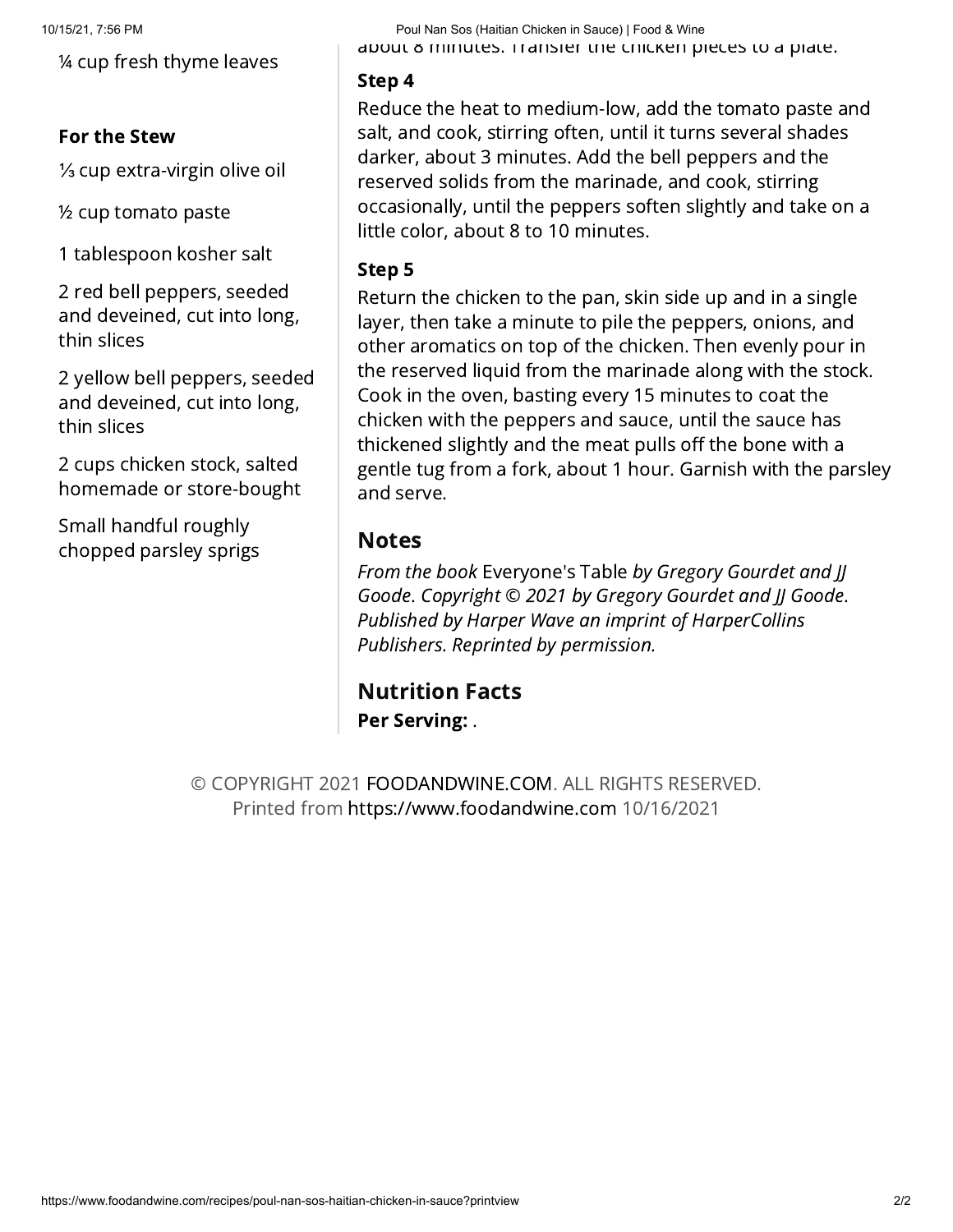¼ cup fresh thyme leaves

**For the Stew**

⅓ cup extra-virgin olive oil

½ cup tomato paste

1 tablespoon kosher salt

2 red bell peppers, seeded and deveined, cut into long, thin slices

2 yellow bell peppers, seeded and deveined, cut into long, thin slices

2 cups chicken stock, salted homemade or store-bought

Small handful roughly chopped parsley sprigs

about 8 minutes. Transfer the chicken pieces to a plate.

**Step 4**

Reduce the heat to medium-low, add the tomato paste and salt, and cook, stirring often, until it turns several shades darker, about 3 minutes. Add the bell peppers and the reserved solids from the marinade, and cook, stirring occasionally, until the peppers soften slightly and take on a little color, about 8 to 10 minutes.

**Step 5**

Return the chicken to the pan, skin side up and in a single layer, then take a minute to pile the peppers, onions, and other aromatics on top of the chicken. Then evenly pour in the reserved liquid from the marinade along with the stock. Cook in the oven, basting every 15 minutes to coat the chicken with the peppers and sauce, until the sauce has thickened slightly and the meat pulls off the bone with a gentle tug from a fork, about 1 hour. Garnish with the parsley and serve.

## Notes

*From the book* Everyone's Table *by Gregory Gourdet and JJ Goode. Copyright © 2021 by Gregory Gourdet and JJ Goode. Published by Harper Wave an imprint of HarperCollins Publishers. Reprinted by permission.*

## Nutrition Facts

**Per Serving:** .

© COPYRIGHT 2021 FOODANDWINE.COM. ALL RIGHTS RESERVED.
Printed from https://www.foodandwine.com 10/16/2021